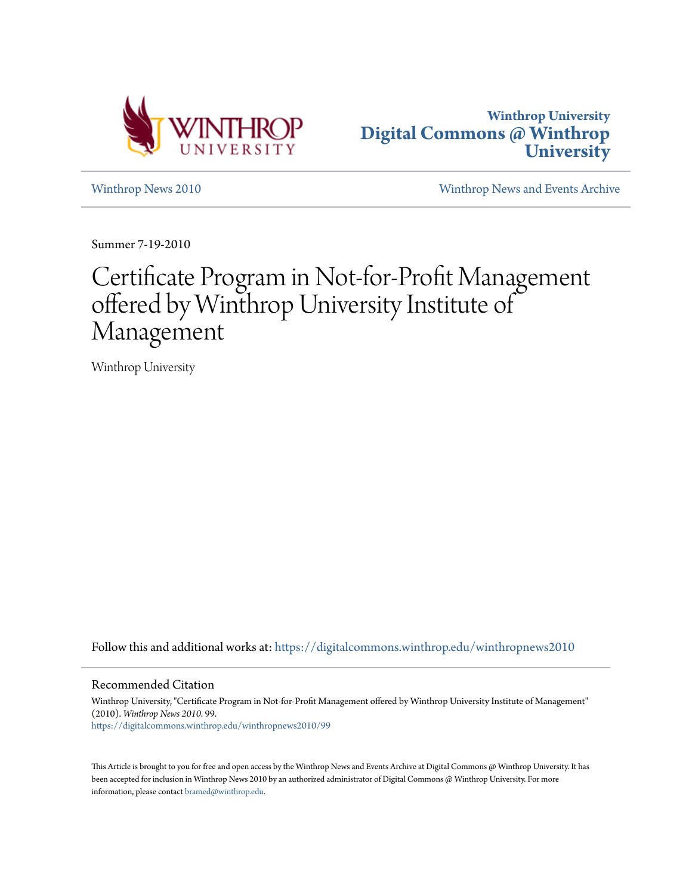Winthrop University
**Digital Commons @ Winthrop University**

Winthrop News 2010

Winthrop News and Events Archive

Summer 7-19-2010

# Certificate Program in Not-for-Profit Management offered by Winthrop University Institute of Management

Winthrop University

Follow this and additional works at: https://digitalcommons.winthrop.edu/winthropnews2010

## Recommended Citation

Winthrop University, "Certificate Program in Not-for-Profit Management offered by Winthrop University Institute of Management" (2010). *Winthrop News 2010*. 99.
https://digitalcommons.winthrop.edu/winthropnews2010/99

This Article is brought to you for free and open access by the Winthrop News and Events Archive at Digital Commons @ Winthrop University. It has been accepted for inclusion in Winthrop News 2010 by an authorized administrator of Digital Commons @ Winthrop University. For more information, please contact bramed@winthrop.edu.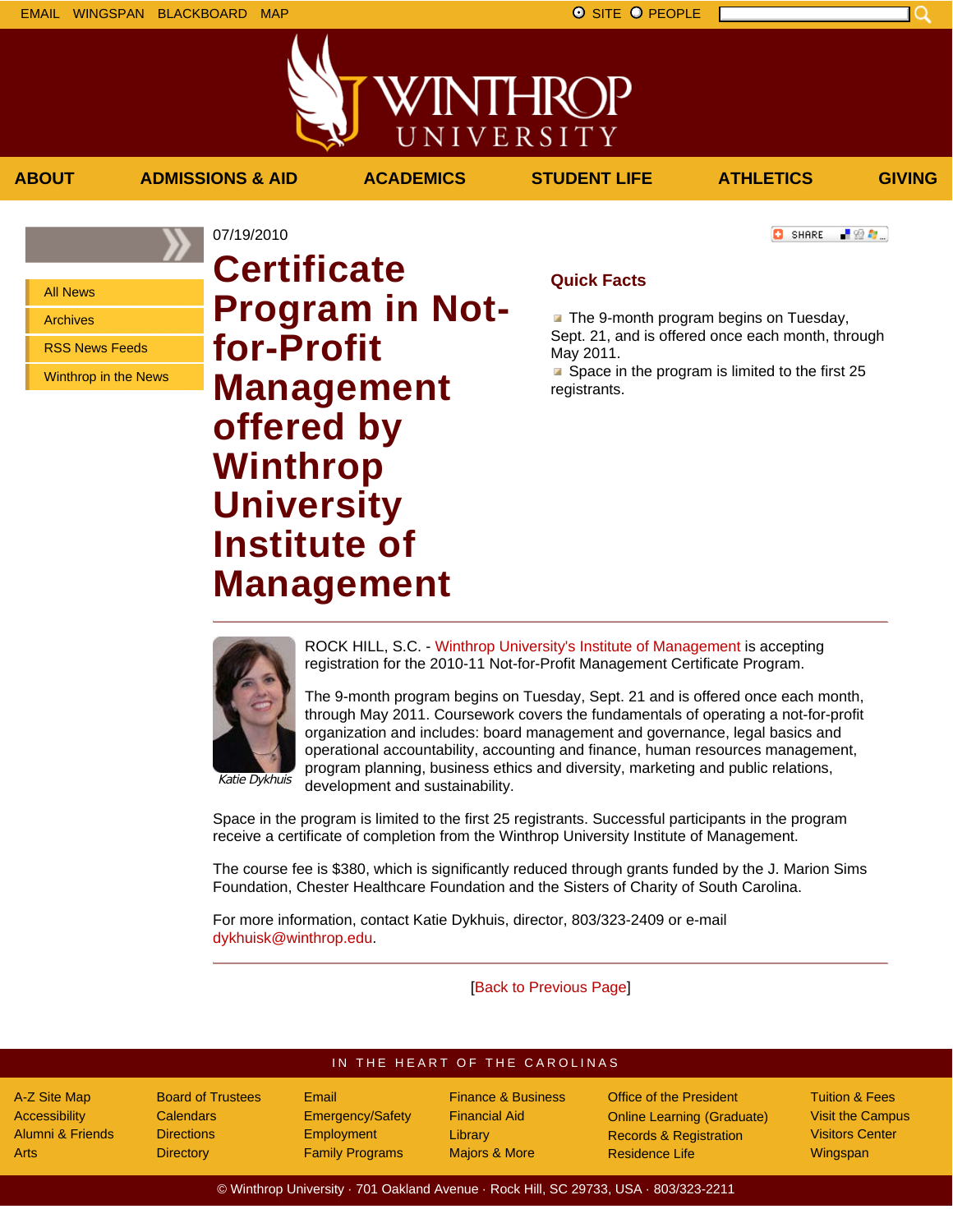EMAIL WINGSPAN BLACKBOARD MAP

SITE PEOPLE

WINTHROP UNIVERSITY

ABOUT | ADMISSIONS & AID | ACADEMICS | STUDENT LIFE | ATHLETICS | GIVING

- All News
- Archives
- RSS News Feeds
- Winthrop in the News

07/19/2010

# Certificate Program in Not-for-Profit Management offered by Winthrop University Institute of Management

SHARE

## Quick Facts

- The 9-month program begins on Tuesday, Sept. 21, and is offered once each month, through May 2011.
- Space in the program is limited to the first 25 registrants.

*Katie Dykhuis*

ROCK HILL, S.C. - Winthrop University's Institute of Management is accepting registration for the 2010-11 Not-for-Profit Management Certificate Program.

The 9-month program begins on Tuesday, Sept. 21 and is offered once each month, through May 2011. Coursework covers the fundamentals of operating a not-for-profit organization and includes: board management and governance, legal basics and operational accountability, accounting and finance, human resources management, program planning, business ethics and diversity, marketing and public relations, development and sustainability.

Space in the program is limited to the first 25 registrants. Successful participants in the program receive a certificate of completion from the Winthrop University Institute of Management.

The course fee is $380, which is significantly reduced through grants funded by the J. Marion Sims Foundation, Chester Healthcare Foundation and the Sisters of Charity of South Carolina.

For more information, contact Katie Dykhuis, director, 803/323-2409 or e-mail dykhuisk@winthrop.edu.

[Back to Previous Page]

IN THE HEART OF THE CAROLINAS

A-Z Site Map
Accessibility
Alumni & Friends
Arts
Board of Trustees
Calendars
Directions
Directory
Email
Emergency/Safety
Employment
Family Programs
Finance & Business
Financial Aid
Library
Majors & More
Office of the President
Online Learning (Graduate)
Records & Registration
Residence Life
Tuition & Fees
Visit the Campus
Visitors Center
Wingspan

© Winthrop University · 701 Oakland Avenue · Rock Hill, SC 29733, USA · 803/323-2211